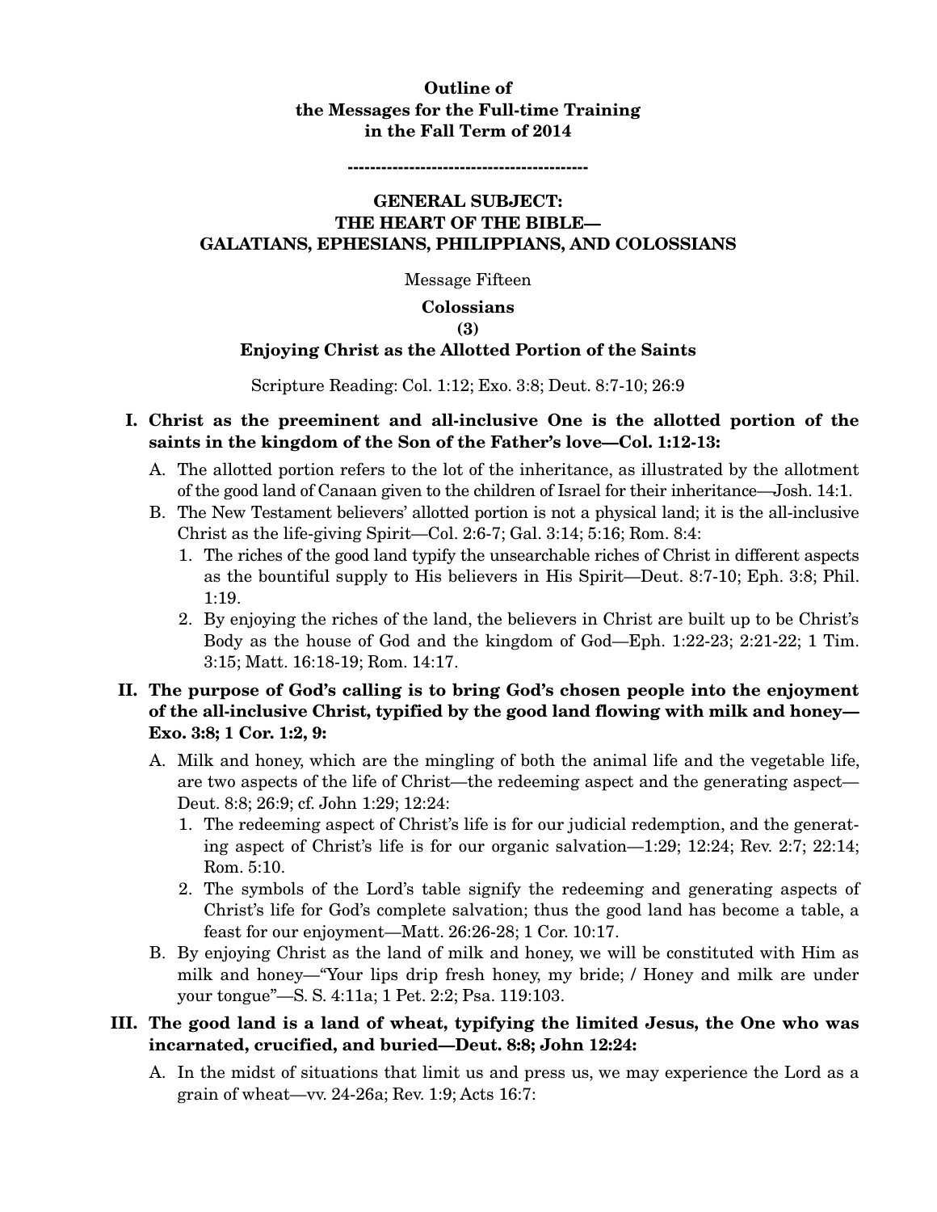**Outline of**
**the Messages for the Full-time Training**
**in the Fall Term of 2014**

-------------------------------------------

## GENERAL SUBJECT:
## THE HEART OF THE BIBLE—
## GALATIANS, EPHESIANS, PHILIPPIANS, AND COLOSSIANS

Message Fifteen

### Colossians
### (3)
### Enjoying Christ as the Allotted Portion of the Saints

Scripture Reading: Col. 1:12; Exo. 3:8; Deut. 8:7-10; 26:9

**I. Christ as the preeminent and all-inclusive One is the allotted portion of the saints in the kingdom of the Son of the Father's love—Col. 1:12-13:**

A. The allotted portion refers to the lot of the inheritance, as illustrated by the allotment of the good land of Canaan given to the children of Israel for their inheritance—Josh. 14:1.

B. The New Testament believers' allotted portion is not a physical land; it is the all-inclusive Christ as the life-giving Spirit—Col. 2:6-7; Gal. 3:14; 5:16; Rom. 8:4:

1. The riches of the good land typify the unsearchable riches of Christ in different aspects as the bountiful supply to His believers in His Spirit—Deut. 8:7-10; Eph. 3:8; Phil. 1:19.
2. By enjoying the riches of the land, the believers in Christ are built up to be Christ's Body as the house of God and the kingdom of God—Eph. 1:22-23; 2:21-22; 1 Tim. 3:15; Matt. 16:18-19; Rom. 14:17.

**II. The purpose of God's calling is to bring God's chosen people into the enjoyment of the all-inclusive Christ, typified by the good land flowing with milk and honey—Exo. 3:8; 1 Cor. 1:2, 9:**

A. Milk and honey, which are the mingling of both the animal life and the vegetable life, are two aspects of the life of Christ—the redeeming aspect and the generating aspect—Deut. 8:8; 26:9; cf. John 1:29; 12:24:

1. The redeeming aspect of Christ's life is for our judicial redemption, and the generating aspect of Christ's life is for our organic salvation—1:29; 12:24; Rev. 2:7; 22:14; Rom. 5:10.
2. The symbols of the Lord's table signify the redeeming and generating aspects of Christ's life for God's complete salvation; thus the good land has become a table, a feast for our enjoyment—Matt. 26:26-28; 1 Cor. 10:17.

B. By enjoying Christ as the land of milk and honey, we will be constituted with Him as milk and honey—"Your lips drip fresh honey, my bride; / Honey and milk are under your tongue"—S. S. 4:11a; 1 Pet. 2:2; Psa. 119:103.

**III. The good land is a land of wheat, typifying the limited Jesus, the One who was incarnated, crucified, and buried—Deut. 8:8; John 12:24:**

A. In the midst of situations that limit us and press us, we may experience the Lord as a grain of wheat—vv. 24-26a; Rev. 1:9; Acts 16:7: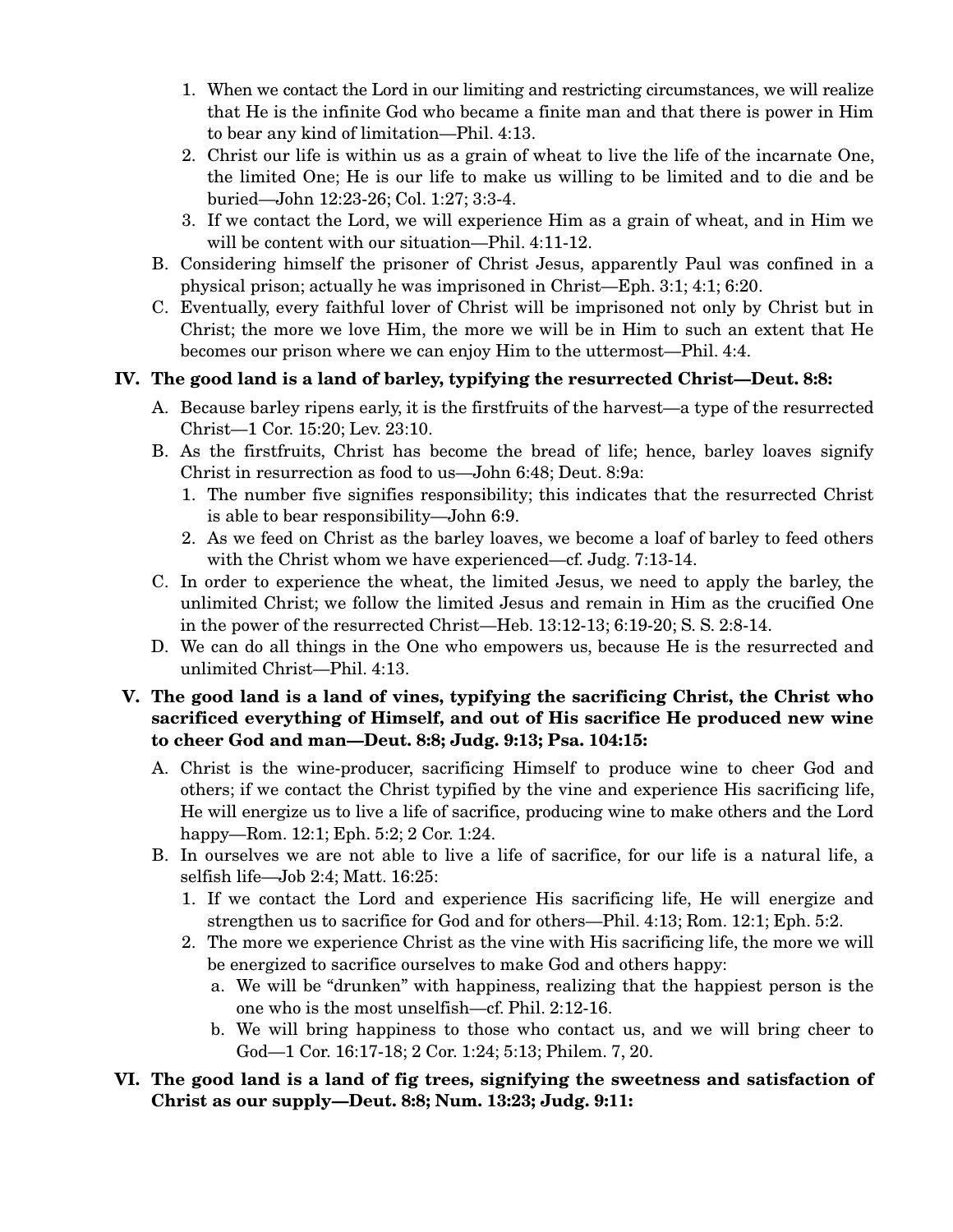1. When we contact the Lord in our limiting and restricting circumstances, we will realize that He is the infinite God who became a finite man and that there is power in Him to bear any kind of limitation—Phil. 4:13.
2. Christ our life is within us as a grain of wheat to live the life of the incarnate One, the limited One; He is our life to make us willing to be limited and to die and be buried—John 12:23-26; Col. 1:27; 3:3-4.
3. If we contact the Lord, we will experience Him as a grain of wheat, and in Him we will be content with our situation—Phil. 4:11-12.

B. Considering himself the prisoner of Christ Jesus, apparently Paul was confined in a physical prison; actually he was imprisoned in Christ—Eph. 3:1; 4:1; 6:20.

C. Eventually, every faithful lover of Christ will be imprisoned not only by Christ but in Christ; the more we love Him, the more we will be in Him to such an extent that He becomes our prison where we can enjoy Him to the uttermost—Phil. 4:4.

**IV. The good land is a land of barley, typifying the resurrected Christ—Deut. 8:8:**

A. Because barley ripens early, it is the firstfruits of the harvest—a type of the resurrected Christ—1 Cor. 15:20; Lev. 23:10.

B. As the firstfruits, Christ has become the bread of life; hence, barley loaves signify Christ in resurrection as food to us—John 6:48; Deut. 8:9a:

1. The number five signifies responsibility; this indicates that the resurrected Christ is able to bear responsibility—John 6:9.
2. As we feed on Christ as the barley loaves, we become a loaf of barley to feed others with the Christ whom we have experienced—cf. Judg. 7:13-14.

C. In order to experience the wheat, the limited Jesus, we need to apply the barley, the unlimited Christ; we follow the limited Jesus and remain in Him as the crucified One in the power of the resurrected Christ—Heb. 13:12-13; 6:19-20; S. S. 2:8-14.

D. We can do all things in the One who empowers us, because He is the resurrected and unlimited Christ—Phil. 4:13.

**V. The good land is a land of vines, typifying the sacrificing Christ, the Christ who sacrificed everything of Himself, and out of His sacrifice He produced new wine to cheer God and man—Deut. 8:8; Judg. 9:13; Psa. 104:15:**

A. Christ is the wine-producer, sacrificing Himself to produce wine to cheer God and others; if we contact the Christ typified by the vine and experience His sacrificing life, He will energize us to live a life of sacrifice, producing wine to make others and the Lord happy—Rom. 12:1; Eph. 5:2; 2 Cor. 1:24.

B. In ourselves we are not able to live a life of sacrifice, for our life is a natural life, a selfish life—Job 2:4; Matt. 16:25:

1. If we contact the Lord and experience His sacrificing life, He will energize and strengthen us to sacrifice for God and for others—Phil. 4:13; Rom. 12:1; Eph. 5:2.
2. The more we experience Christ as the vine with His sacrificing life, the more we will be energized to sacrifice ourselves to make God and others happy:
   a. We will be "drunken" with happiness, realizing that the happiest person is the one who is the most unselfish—cf. Phil. 2:12-16.
   b. We will bring happiness to those who contact us, and we will bring cheer to God—1 Cor. 16:17-18; 2 Cor. 1:24; 5:13; Philem. 7, 20.

**VI. The good land is a land of fig trees, signifying the sweetness and satisfaction of Christ as our supply—Deut. 8:8; Num. 13:23; Judg. 9:11:**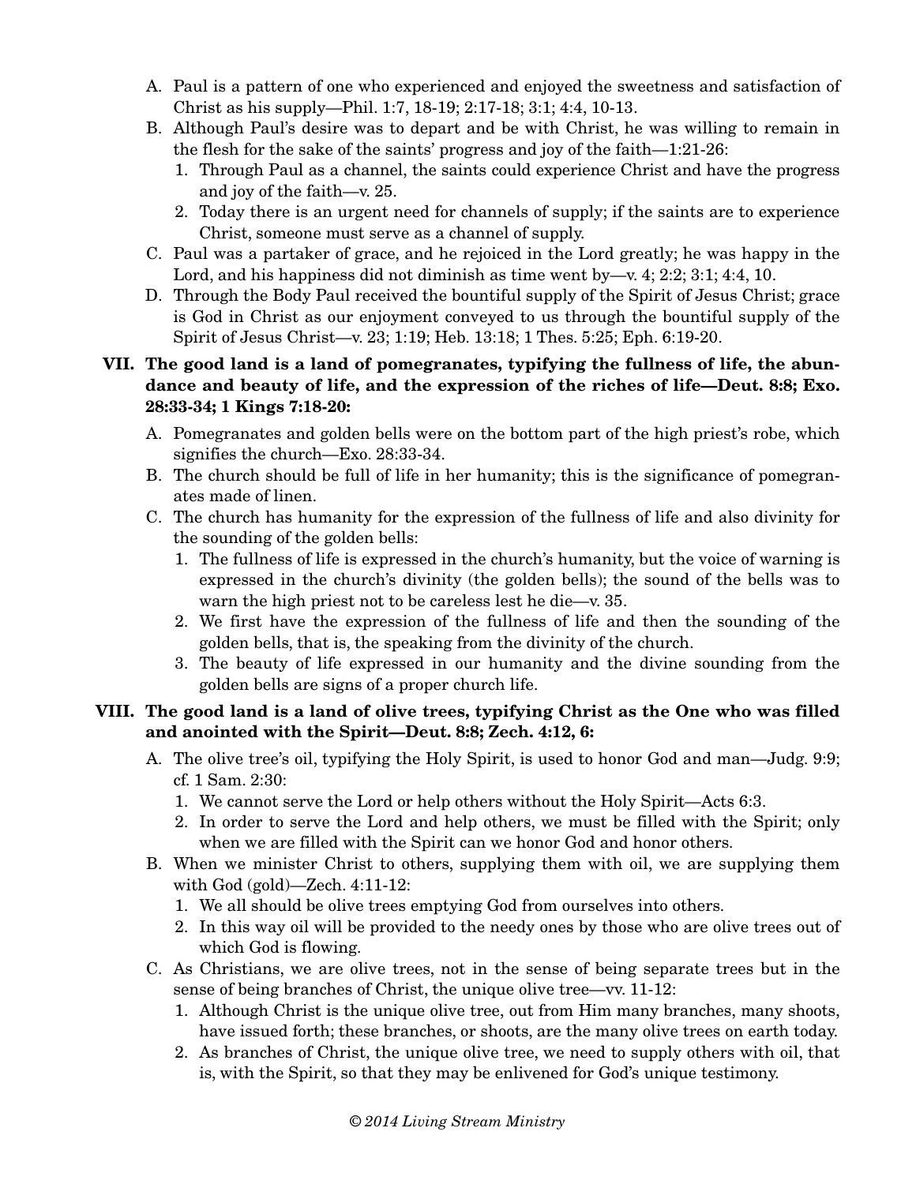A. Paul is a pattern of one who experienced and enjoyed the sweetness and satisfaction of Christ as his supply—Phil. 1:7, 18-19; 2:17-18; 3:1; 4:4, 10-13.

B. Although Paul's desire was to depart and be with Christ, he was willing to remain in the flesh for the sake of the saints' progress and joy of the faith—1:21-26:

   1. Through Paul as a channel, the saints could experience Christ and have the progress and joy of the faith—v. 25.
   2. Today there is an urgent need for channels of supply; if the saints are to experience Christ, someone must serve as a channel of supply.

C. Paul was a partaker of grace, and he rejoiced in the Lord greatly; he was happy in the Lord, and his happiness did not diminish as time went by—v. 4; 2:2; 3:1; 4:4, 10.

D. Through the Body Paul received the bountiful supply of the Spirit of Jesus Christ; grace is God in Christ as our enjoyment conveyed to us through the bountiful supply of the Spirit of Jesus Christ—v. 23; 1:19; Heb. 13:18; 1 Thes. 5:25; Eph. 6:19-20.

**VII. The good land is a land of pomegranates, typifying the fullness of life, the abundance and beauty of life, and the expression of the riches of life—Deut. 8:8; Exo. 28:33-34; 1 Kings 7:18-20:**

A. Pomegranates and golden bells were on the bottom part of the high priest's robe, which signifies the church—Exo. 28:33-34.

B. The church should be full of life in her humanity; this is the significance of pomegranates made of linen.

C. The church has humanity for the expression of the fullness of life and also divinity for the sounding of the golden bells:

   1. The fullness of life is expressed in the church's humanity, but the voice of warning is expressed in the church's divinity (the golden bells); the sound of the bells was to warn the high priest not to be careless lest he die—v. 35.
   2. We first have the expression of the fullness of life and then the sounding of the golden bells, that is, the speaking from the divinity of the church.
   3. The beauty of life expressed in our humanity and the divine sounding from the golden bells are signs of a proper church life.

**VIII. The good land is a land of olive trees, typifying Christ as the One who was filled and anointed with the Spirit—Deut. 8:8; Zech. 4:12, 6:**

A. The olive tree's oil, typifying the Holy Spirit, is used to honor God and man—Judg. 9:9; cf. 1 Sam. 2:30:

   1. We cannot serve the Lord or help others without the Holy Spirit—Acts 6:3.
   2. In order to serve the Lord and help others, we must be filled with the Spirit; only when we are filled with the Spirit can we honor God and honor others.

B. When we minister Christ to others, supplying them with oil, we are supplying them with God (gold)—Zech. 4:11-12:

   1. We all should be olive trees emptying God from ourselves into others.
   2. In this way oil will be provided to the needy ones by those who are olive trees out of which God is flowing.

C. As Christians, we are olive trees, not in the sense of being separate trees but in the sense of being branches of Christ, the unique olive tree—vv. 11-12:

   1. Although Christ is the unique olive tree, out from Him many branches, many shoots, have issued forth; these branches, or shoots, are the many olive trees on earth today.
   2. As branches of Christ, the unique olive tree, we need to supply others with oil, that is, with the Spirit, so that they may be enlivened for God's unique testimony.

*© 2014 Living Stream Ministry*